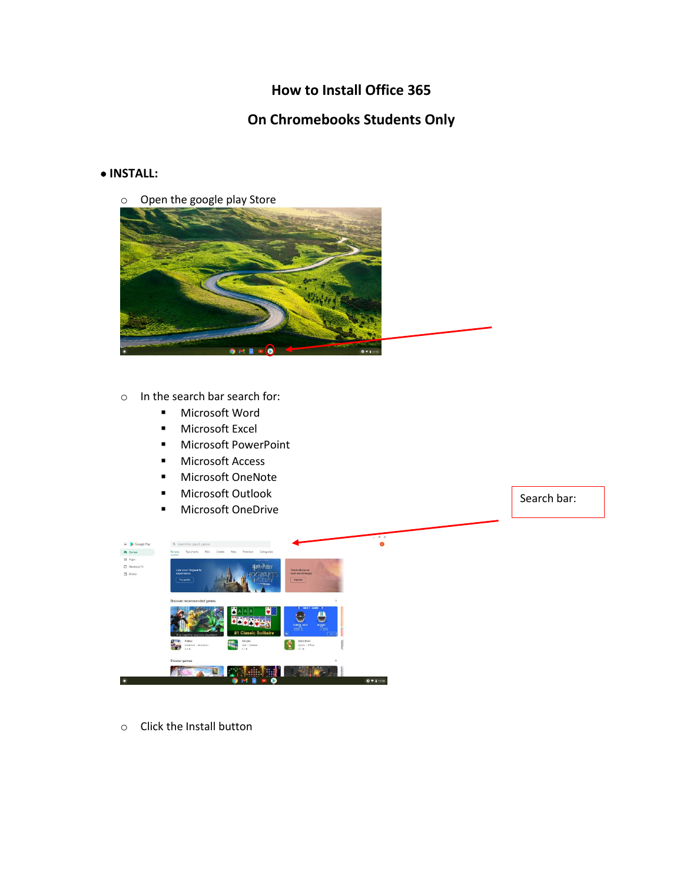# How to Install Office 365

## On Chromebooks Students Only

- **INSTALL:**
  - Open the google play Store
  - In the search bar search for:
    - Microsoft Word
    - Microsoft Excel
    - Microsoft PowerPoint
    - Microsoft Access
    - Microsoft OneNote
    - Microsoft Outlook
    - Microsoft OneDrive

Search bar:

  - Click the Install button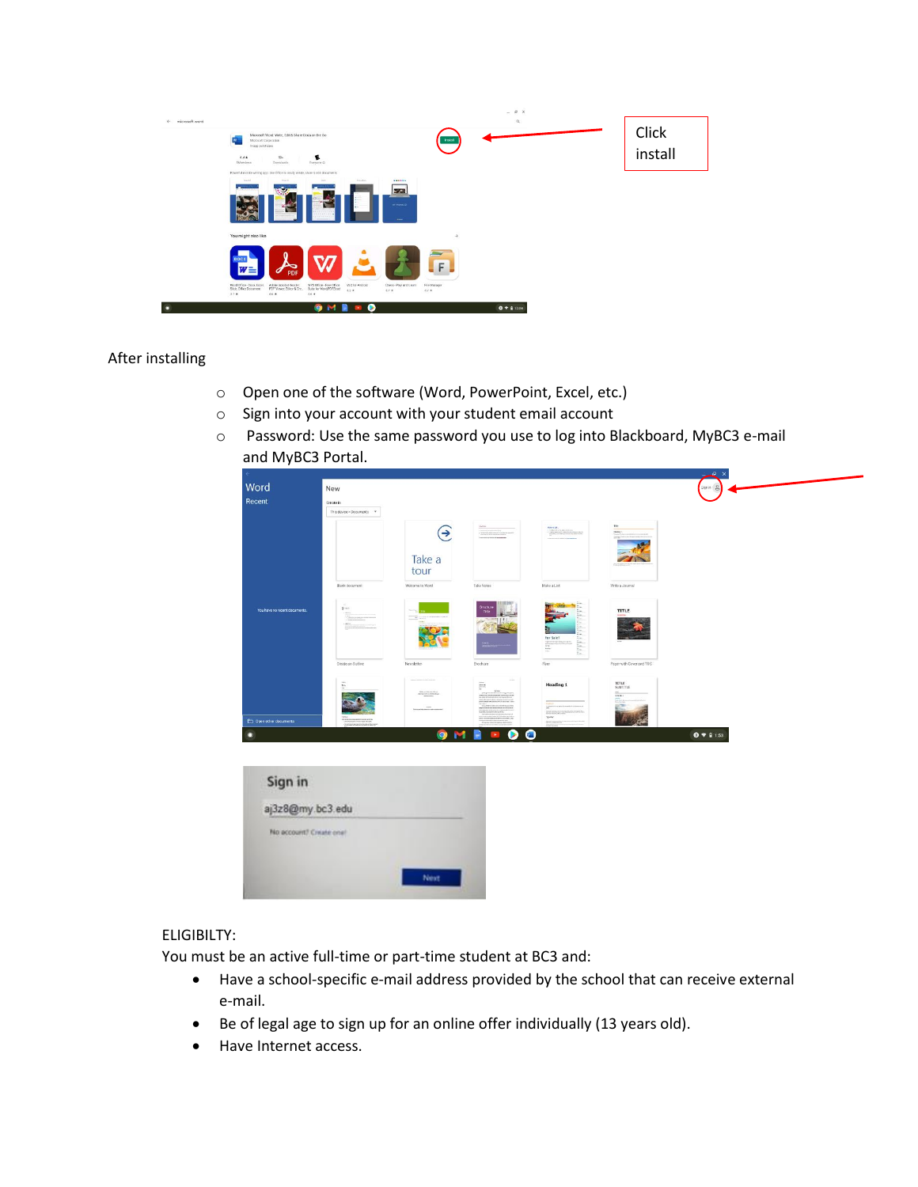Click install

After installing

- Open one of the software (Word, PowerPoint, Excel, etc.)
- Sign into your account with your student email account
- Password: Use the same password you use to log into Blackboard, MyBC3 e-mail and MyBC3 Portal.

ELIGIBILTY:

You must be an active full-time or part-time student at BC3 and:

- Have a school-specific e-mail address provided by the school that can receive external e-mail.
- Be of legal age to sign up for an online offer individually (13 years old).
- Have Internet access.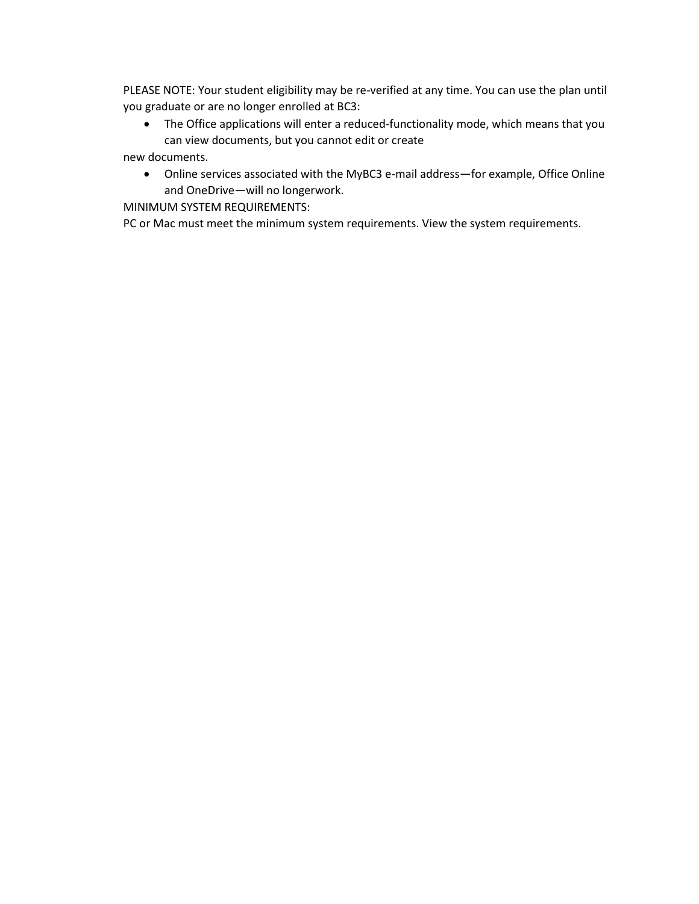PLEASE NOTE: Your student eligibility may be re-verified at any time. You can use the plan until you graduate or are no longer enrolled at BC3:

- The Office applications will enter a reduced-functionality mode, which means that you can view documents, but you cannot edit or create

new documents.

- Online services associated with the MyBC3 e-mail address—for example, Office Online and OneDrive—will no longerwork.

MINIMUM SYSTEM REQUIREMENTS:

PC or Mac must meet the minimum system requirements. View the system requirements.